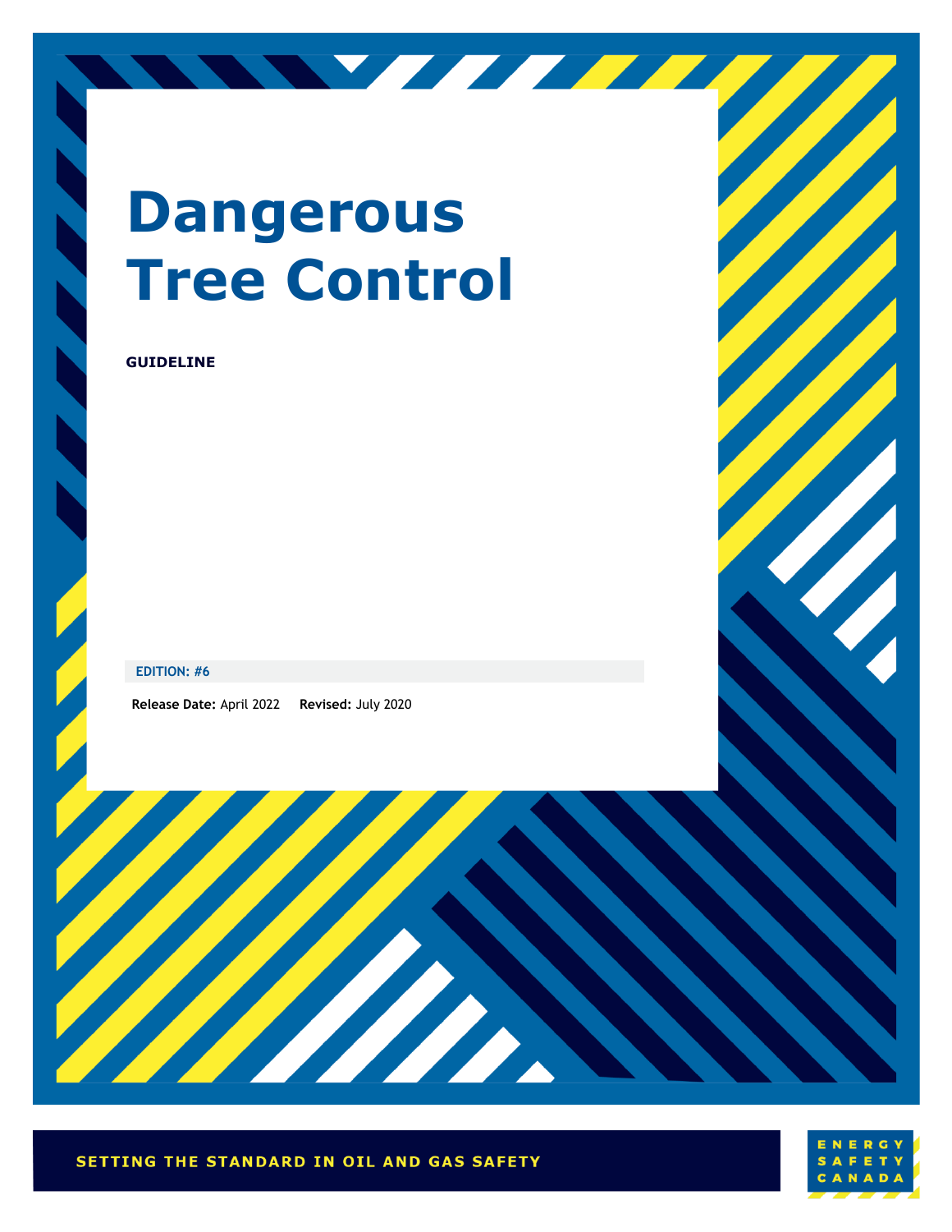# Dangerous Tree Control

**GUIDELINE**

**EDITION: #6**

**Release Date:** April 2022 **Revised:** July 2020

SETTING THE STANDARD IN OIL AND GAS SAFETY

ENERGY SAFETY CANADA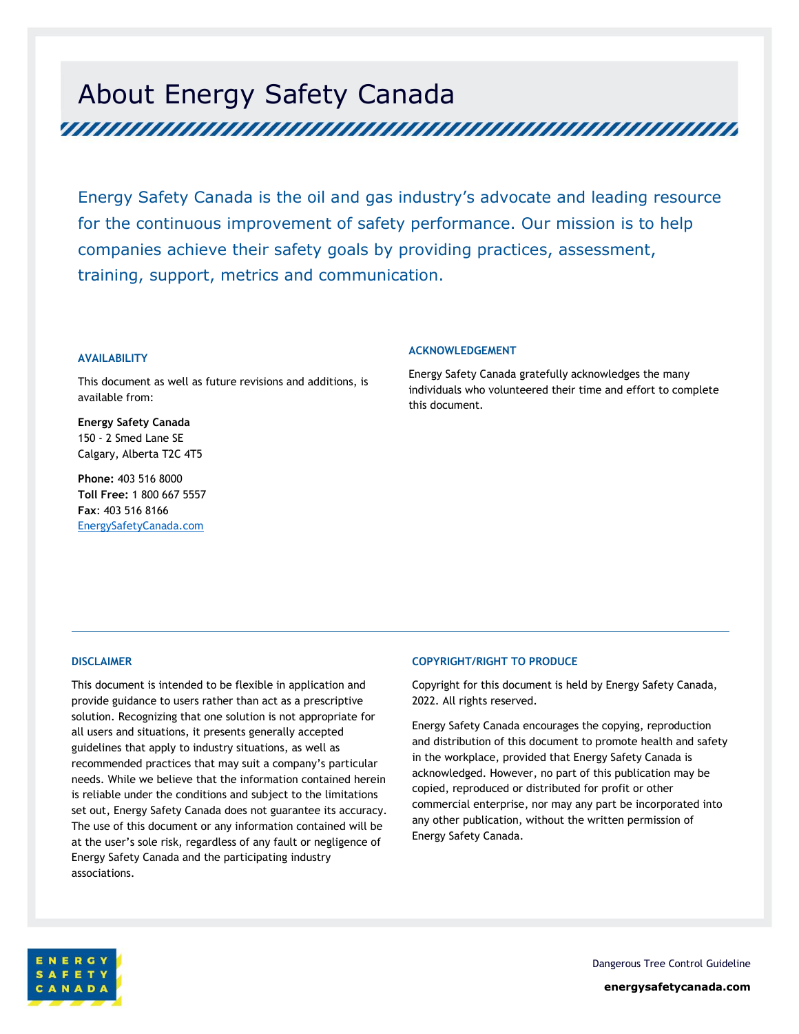# About Energy Safety Canada

Energy Safety Canada is the oil and gas industry's advocate and leading resource for the continuous improvement of safety performance. Our mission is to help companies achieve their safety goals by providing practices, assessment, training, support, metrics and communication.

### AVAILABILITY

This document as well as future revisions and additions, is available from:

**Energy Safety Canada**
150 - 2 Smed Lane SE
Calgary, Alberta T2C 4T5

**Phone:** 403 516 8000
**Toll Free:** 1 800 667 5557
**Fax**: 403 516 8166
EnergySafetyCanada.com

### ACKNOWLEDGEMENT

Energy Safety Canada gratefully acknowledges the many individuals who volunteered their time and effort to complete this document.

### DISCLAIMER

This document is intended to be flexible in application and provide guidance to users rather than act as a prescriptive solution. Recognizing that one solution is not appropriate for all users and situations, it presents generally accepted guidelines that apply to industry situations, as well as recommended practices that may suit a company's particular needs. While we believe that the information contained herein is reliable under the conditions and subject to the limitations set out, Energy Safety Canada does not guarantee its accuracy. The use of this document or any information contained will be at the user's sole risk, regardless of any fault or negligence of Energy Safety Canada and the participating industry associations.

### COPYRIGHT/RIGHT TO PRODUCE

Copyright for this document is held by Energy Safety Canada, 2022. All rights reserved.

Energy Safety Canada encourages the copying, reproduction and distribution of this document to promote health and safety in the workplace, provided that Energy Safety Canada is acknowledged. However, no part of this publication may be copied, reproduced or distributed for profit or other commercial enterprise, nor may any part be incorporated into any other publication, without the written permission of Energy Safety Canada.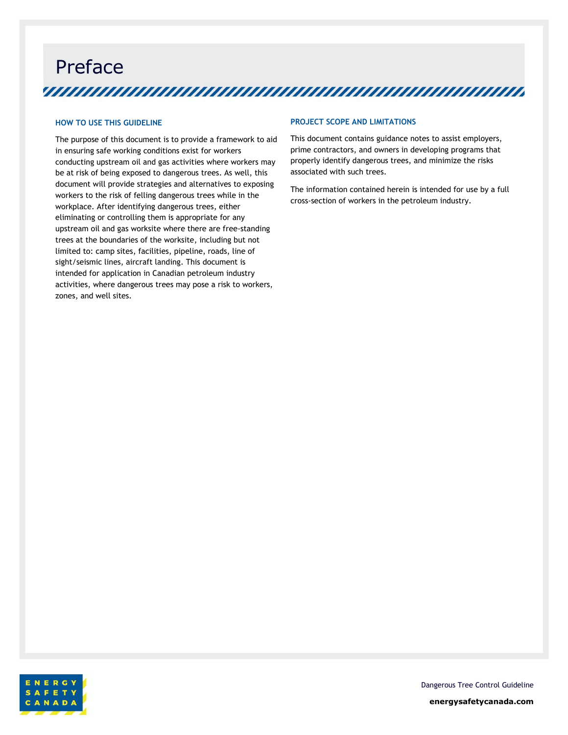# Preface

## HOW TO USE THIS GUIDELINE

The purpose of this document is to provide a framework to aid in ensuring safe working conditions exist for workers conducting upstream oil and gas activities where workers may be at risk of being exposed to dangerous trees. As well, this document will provide strategies and alternatives to exposing workers to the risk of felling dangerous trees while in the workplace. After identifying dangerous trees, either eliminating or controlling them is appropriate for any upstream oil and gas worksite where there are free-standing trees at the boundaries of the worksite, including but not limited to: camp sites, facilities, pipeline, roads, line of sight/seismic lines, aircraft landing. This document is intended for application in Canadian petroleum industry activities, where dangerous trees may pose a risk to workers, zones, and well sites.

## PROJECT SCOPE AND LIMITATIONS

This document contains guidance notes to assist employers, prime contractors, and owners in developing programs that properly identify dangerous trees, and minimize the risks associated with such trees.

The information contained herein is intended for use by a full cross-section of workers in the petroleum industry.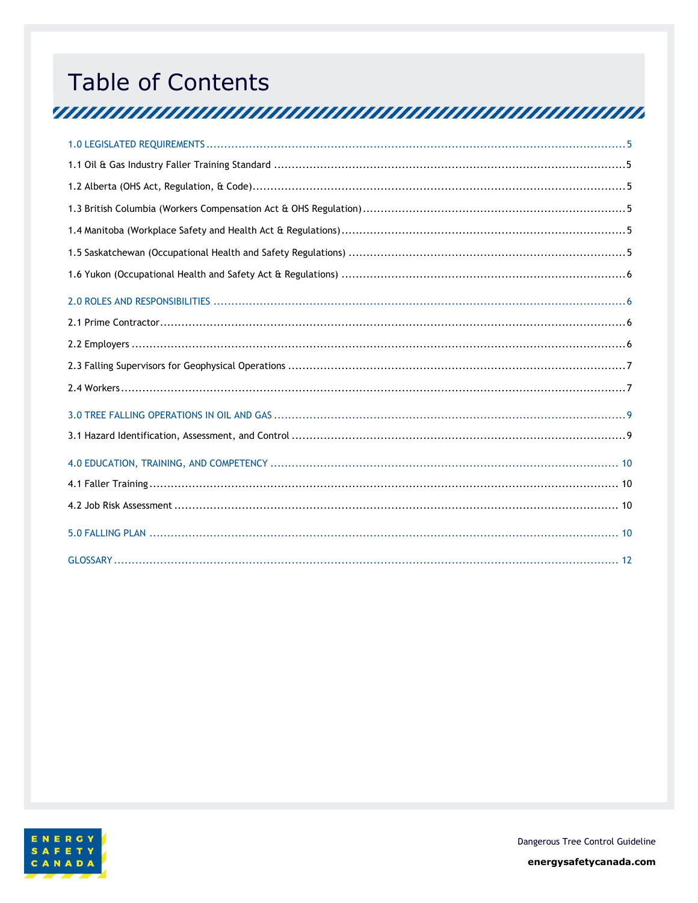# Table of Contents

1.0 LEGISLATED REQUIREMENTS ........................................................ 5

1.1 Oil & Gas Industry Faller Training Standard ........................................................ 5

1.2 Alberta (OHS Act, Regulation, & Code) ........................................................ 5

1.3 British Columbia (Workers Compensation Act & OHS Regulation) ........................................................ 5

1.4 Manitoba (Workplace Safety and Health Act & Regulations) ........................................................ 5

1.5 Saskatchewan (Occupational Health and Safety Regulations) ........................................................ 5

1.6 Yukon (Occupational Health and Safety Act & Regulations) ........................................................ 6

2.0 ROLES AND RESPONSIBILITIES ........................................................ 6

2.1 Prime Contractor ........................................................ 6

2.2 Employers ........................................................ 6

2.3 Falling Supervisors for Geophysical Operations ........................................................ 7

2.4 Workers ........................................................ 7

3.0 TREE FALLING OPERATIONS IN OIL AND GAS ........................................................ 9

3.1 Hazard Identification, Assessment, and Control ........................................................ 9

4.0 EDUCATION, TRAINING, AND COMPETENCY ........................................................ 10

4.1 Faller Training ........................................................ 10

4.2 Job Risk Assessment ........................................................ 10

5.0 FALLING PLAN ........................................................ 10

GLOSSARY ........................................................ 12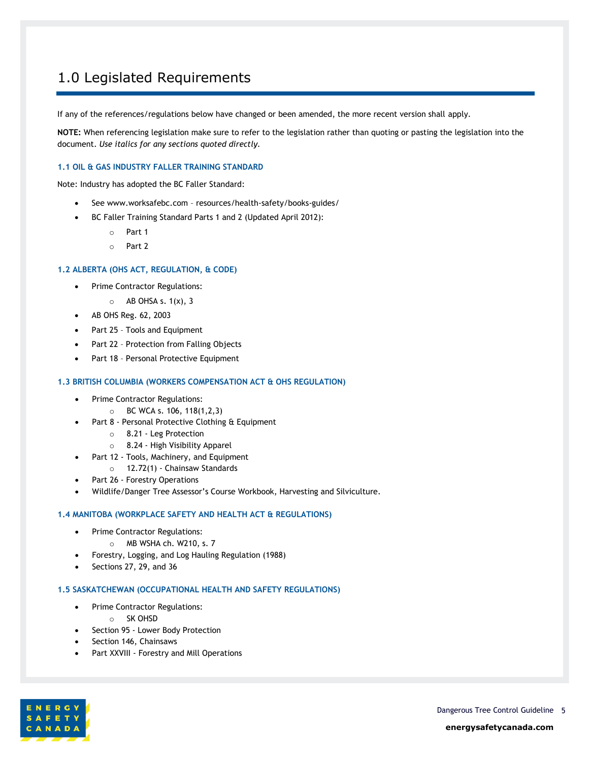# 1.0 Legislated Requirements

If any of the references/regulations below have changed or been amended, the more recent version shall apply.

**NOTE:** When referencing legislation make sure to refer to the legislation rather than quoting or pasting the legislation into the document. *Use italics for any sections quoted directly.*

### 1.1 OIL & GAS INDUSTRY FALLER TRAINING STANDARD

Note: Industry has adopted the BC Faller Standard:

- See www.worksafebc.com – resources/health-safety/books-guides/
- BC Faller Training Standard Parts 1 and 2 (Updated April 2012):
  - Part 1
  - Part 2

### 1.2 ALBERTA (OHS ACT, REGULATION, & CODE)

- Prime Contractor Regulations:
  - AB OHSA s. 1(x), 3
- AB OHS Reg. 62, 2003
- Part 25 – Tools and Equipment
- Part 22 – Protection from Falling Objects
- Part 18 – Personal Protective Equipment

### 1.3 BRITISH COLUMBIA (WORKERS COMPENSATION ACT & OHS REGULATION)

- Prime Contractor Regulations:
  - BC WCA s. 106, 118(1,2,3)
- Part 8 - Personal Protective Clothing & Equipment
  - 8.21 - Leg Protection
  - 8.24 - High Visibility Apparel
- Part 12 - Tools, Machinery, and Equipment
  - 12.72(1) - Chainsaw Standards
- Part 26 - Forestry Operations
- Wildlife/Danger Tree Assessor's Course Workbook, Harvesting and Silviculture.

### 1.4 MANITOBA (WORKPLACE SAFETY AND HEALTH ACT & REGULATIONS)

- Prime Contractor Regulations:
  - MB WSHA ch. W210, s. 7
- Forestry, Logging, and Log Hauling Regulation (1988)
- Sections 27, 29, and 36

### 1.5 SASKATCHEWAN (OCCUPATIONAL HEALTH AND SAFETY REGULATIONS)

- Prime Contractor Regulations:
  - SK OHSD
- Section 95 - Lower Body Protection
- Section 146, Chainsaws
- Part XXVIII - Forestry and Mill Operations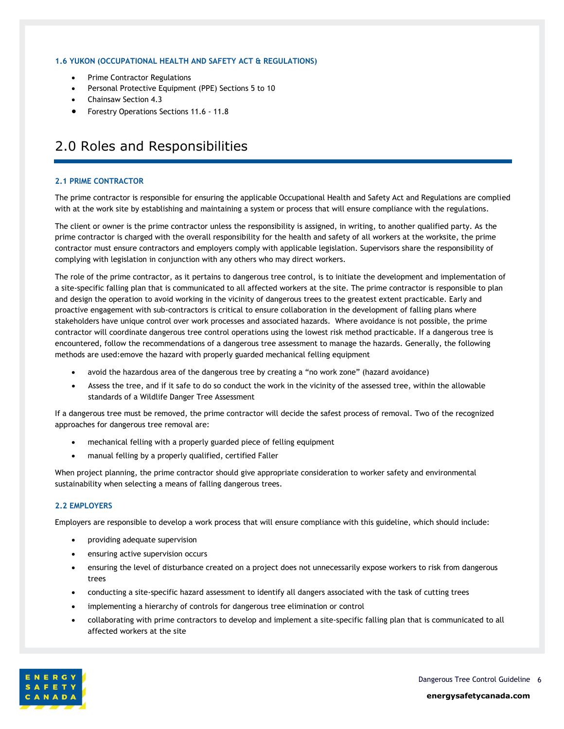### 1.6 YUKON (OCCUPATIONAL HEALTH AND SAFETY ACT & REGULATIONS)

- Prime Contractor Regulations
- Personal Protective Equipment (PPE) Sections 5 to 10
- Chainsaw Section 4.3
- Forestry Operations Sections 11.6 - 11.8

# 2.0 Roles and Responsibilities

### 2.1 PRIME CONTRACTOR

The prime contractor is responsible for ensuring the applicable Occupational Health and Safety Act and Regulations are complied with at the work site by establishing and maintaining a system or process that will ensure compliance with the regulations.

The client or owner is the prime contractor unless the responsibility is assigned, in writing, to another qualified party. As the prime contractor is charged with the overall responsibility for the health and safety of all workers at the worksite, the prime contractor must ensure contractors and employers comply with applicable legislation. Supervisors share the responsibility of complying with legislation in conjunction with any others who may direct workers.

The role of the prime contractor, as it pertains to dangerous tree control, is to initiate the development and implementation of a site-specific falling plan that is communicated to all affected workers at the site. The prime contractor is responsible to plan and design the operation to avoid working in the vicinity of dangerous trees to the greatest extent practicable. Early and proactive engagement with sub-contractors is critical to ensure collaboration in the development of falling plans where stakeholders have unique control over work processes and associated hazards. Where avoidance is not possible, the prime contractor will coordinate dangerous tree control operations using the lowest risk method practicable. If a dangerous tree is encountered, follow the recommendations of a dangerous tree assessment to manage the hazards. Generally, the following methods are used:emove the hazard with properly guarded mechanical felling equipment

- avoid the hazardous area of the dangerous tree by creating a "no work zone" (hazard avoidance)
- Assess the tree, and if it safe to do so conduct the work in the vicinity of the assessed tree, within the allowable standards of a Wildlife Danger Tree Assessment

If a dangerous tree must be removed, the prime contractor will decide the safest process of removal. Two of the recognized approaches for dangerous tree removal are:

- mechanical felling with a properly guarded piece of felling equipment
- manual felling by a properly qualified, certified Faller

When project planning, the prime contractor should give appropriate consideration to worker safety and environmental sustainability when selecting a means of falling dangerous trees.

### 2.2 EMPLOYERS

Employers are responsible to develop a work process that will ensure compliance with this guideline, which should include:

- providing adequate supervision
- ensuring active supervision occurs
- ensuring the level of disturbance created on a project does not unnecessarily expose workers to risk from dangerous trees
- conducting a site-specific hazard assessment to identify all dangers associated with the task of cutting trees
- implementing a hierarchy of controls for dangerous tree elimination or control
- collaborating with prime contractors to develop and implement a site-specific falling plan that is communicated to all affected workers at the site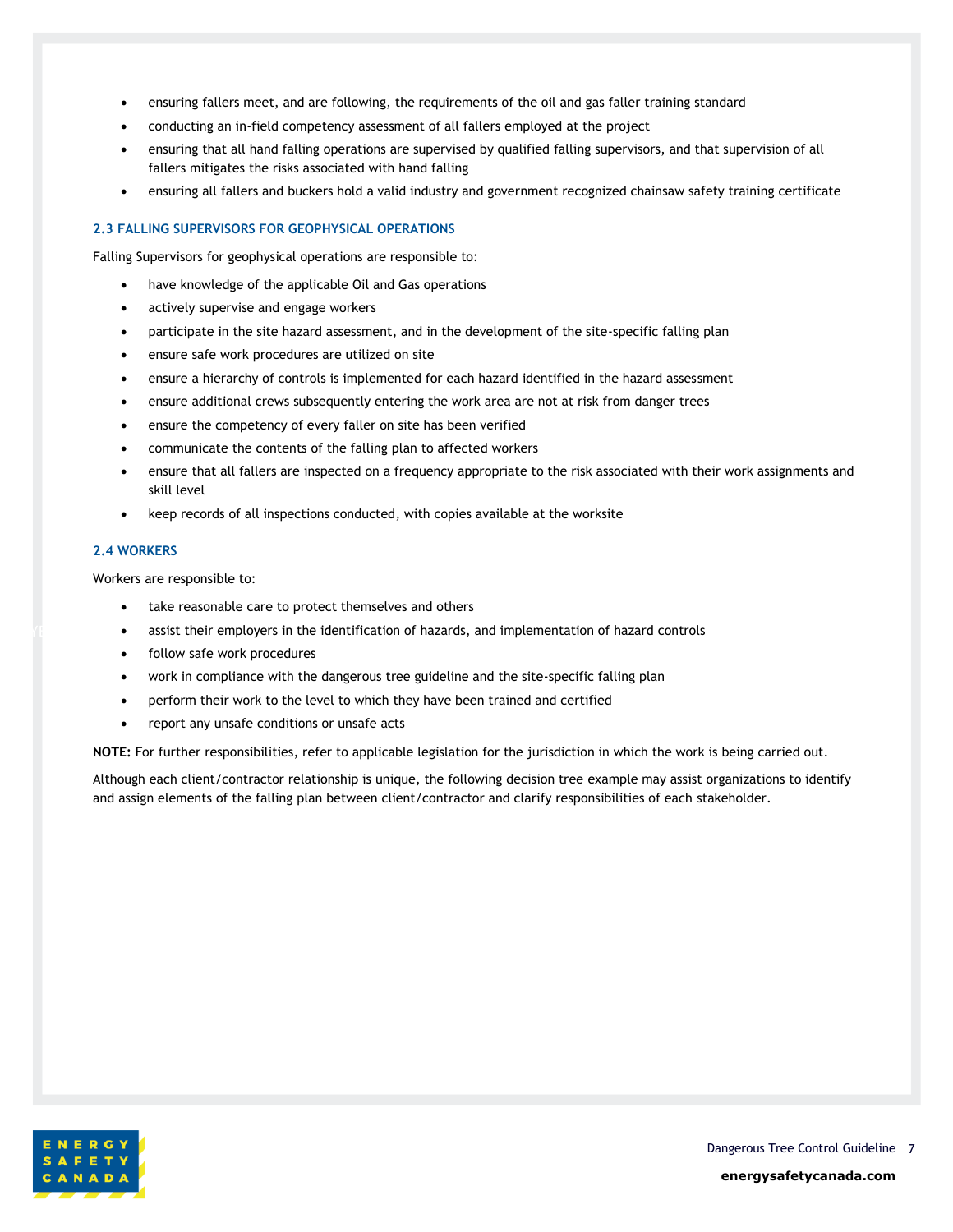- ensuring fallers meet, and are following, the requirements of the oil and gas faller training standard
- conducting an in-field competency assessment of all fallers employed at the project
- ensuring that all hand falling operations are supervised by qualified falling supervisors, and that supervision of all fallers mitigates the risks associated with hand falling
- ensuring all fallers and buckers hold a valid industry and government recognized chainsaw safety training certificate

### 2.3 FALLING SUPERVISORS FOR GEOPHYSICAL OPERATIONS

Falling Supervisors for geophysical operations are responsible to:

- have knowledge of the applicable Oil and Gas operations
- actively supervise and engage workers
- participate in the site hazard assessment, and in the development of the site-specific falling plan
- ensure safe work procedures are utilized on site
- ensure a hierarchy of controls is implemented for each hazard identified in the hazard assessment
- ensure additional crews subsequently entering the work area are not at risk from danger trees
- ensure the competency of every faller on site has been verified
- communicate the contents of the falling plan to affected workers
- ensure that all fallers are inspected on a frequency appropriate to the risk associated with their work assignments and skill level
- keep records of all inspections conducted, with copies available at the worksite

### 2.4 WORKERS

Workers are responsible to:

- take reasonable care to protect themselves and others
- assist their employers in the identification of hazards, and implementation of hazard controls
- follow safe work procedures
- work in compliance with the dangerous tree guideline and the site-specific falling plan
- perform their work to the level to which they have been trained and certified
- report any unsafe conditions or unsafe acts

**NOTE:** For further responsibilities, refer to applicable legislation for the jurisdiction in which the work is being carried out.

Although each client/contractor relationship is unique, the following decision tree example may assist organizations to identify and assign elements of the falling plan between client/contractor and clarify responsibilities of each stakeholder.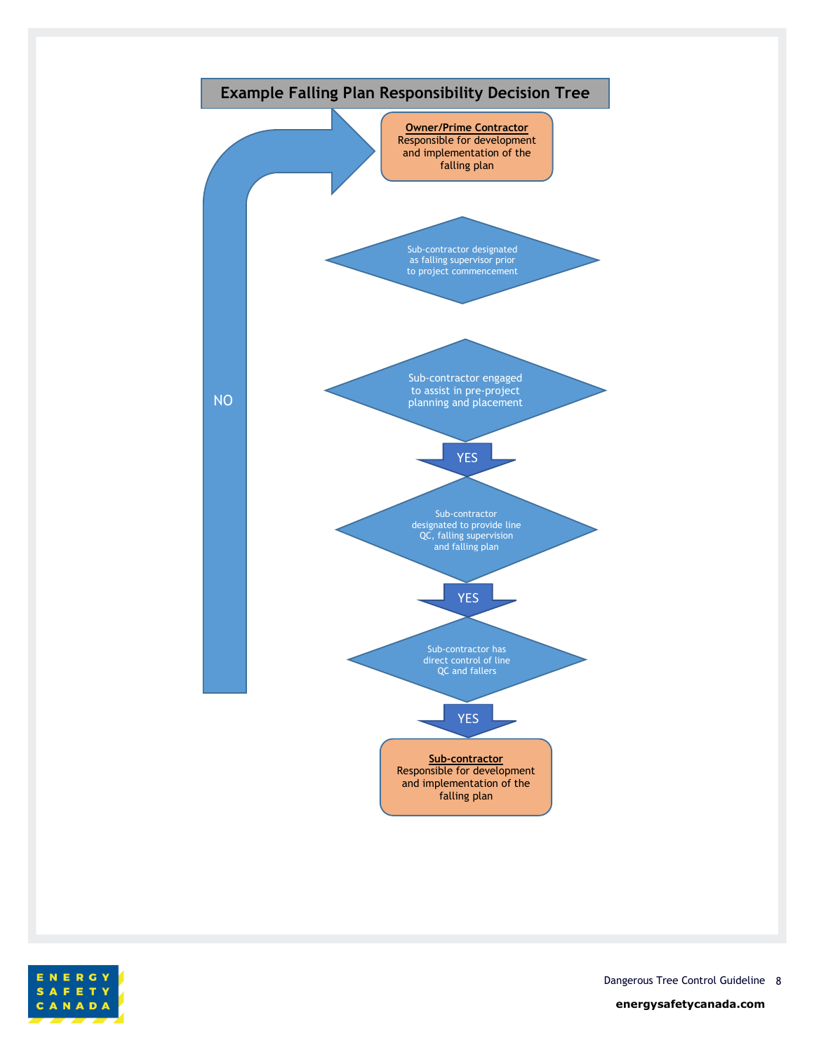# Example Falling Plan Responsibility Decision Tree

**Owner/Prime Contractor**
Responsible for development and implementation of the falling plan

NO

Sub-contractor designated as falling supervisor prior to project commencement

Sub-contractor engaged to assist in pre-project planning and placement

YES

Sub-contractor designated to provide line QC, falling supervision and falling plan

YES

Sub-contractor has direct control of line QC and fallers

YES

**Sub-contractor**
Responsible for development and implementation of the falling plan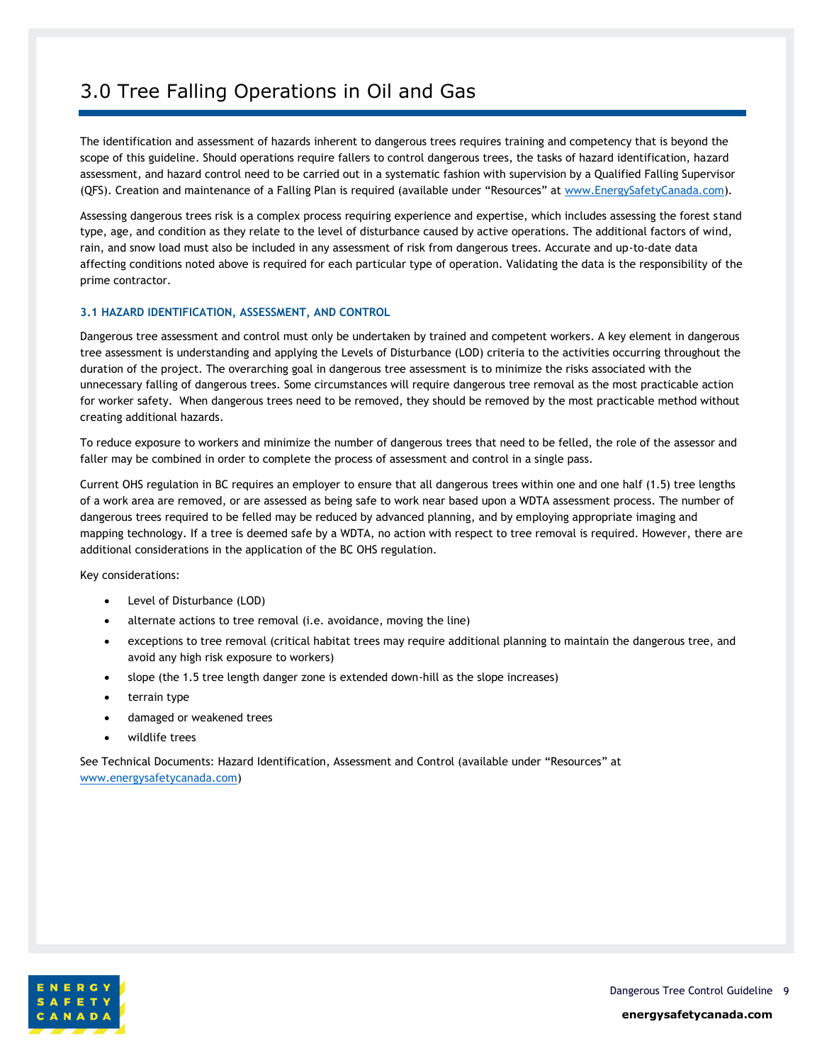# 3.0 Tree Falling Operations in Oil and Gas

The identification and assessment of hazards inherent to dangerous trees requires training and competency that is beyond the scope of this guideline. Should operations require fallers to control dangerous trees, the tasks of hazard identification, hazard assessment, and hazard control need to be carried out in a systematic fashion with supervision by a Qualified Falling Supervisor (QFS). Creation and maintenance of a Falling Plan is required (available under "Resources" at [www.EnergySafetyCanada.com](www.EnergySafetyCanada.com)).

Assessing dangerous trees risk is a complex process requiring experience and expertise, which includes assessing the forest stand type, age, and condition as they relate to the level of disturbance caused by active operations. The additional factors of wind, rain, and snow load must also be included in any assessment of risk from dangerous trees. Accurate and up-to-date data affecting conditions noted above is required for each particular type of operation. Validating the data is the responsibility of the prime contractor.

### 3.1 HAZARD IDENTIFICATION, ASSESSMENT, AND CONTROL

Dangerous tree assessment and control must only be undertaken by trained and competent workers. A key element in dangerous tree assessment is understanding and applying the Levels of Disturbance (LOD) criteria to the activities occurring throughout the duration of the project. The overarching goal in dangerous tree assessment is to minimize the risks associated with the unnecessary falling of dangerous trees. Some circumstances will require dangerous tree removal as the most practicable action for worker safety. When dangerous trees need to be removed, they should be removed by the most practicable method without creating additional hazards.

To reduce exposure to workers and minimize the number of dangerous trees that need to be felled, the role of the assessor and faller may be combined in order to complete the process of assessment and control in a single pass.

Current OHS regulation in BC requires an employer to ensure that all dangerous trees within one and one half (1.5) tree lengths of a work area are removed, or are assessed as being safe to work near based upon a WDTA assessment process. The number of dangerous trees required to be felled may be reduced by advanced planning, and by employing appropriate imaging and mapping technology. If a tree is deemed safe by a WDTA, no action with respect to tree removal is required. However, there are additional considerations in the application of the BC OHS regulation.

Key considerations:

- Level of Disturbance (LOD)
- alternate actions to tree removal (i.e. avoidance, moving the line)
- exceptions to tree removal (critical habitat trees may require additional planning to maintain the dangerous tree, and avoid any high risk exposure to workers)
- slope (the 1.5 tree length danger zone is extended down-hill as the slope increases)
- terrain type
- damaged or weakened trees
- wildlife trees

See Technical Documents: Hazard Identification, Assessment and Control (available under "Resources" at [www.energysafetycanada.com](www.energysafetycanada.com))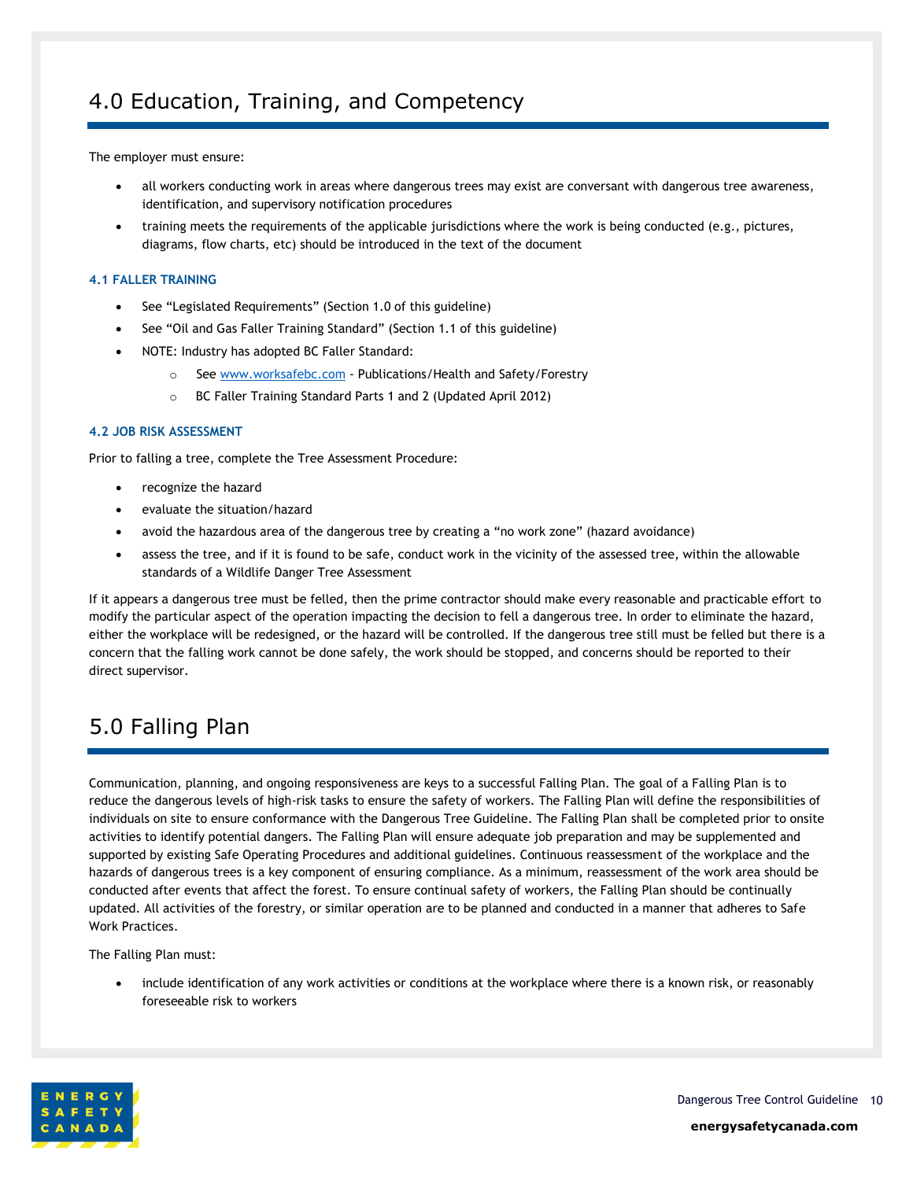# 4.0 Education, Training, and Competency

The employer must ensure:

- all workers conducting work in areas where dangerous trees may exist are conversant with dangerous tree awareness, identification, and supervisory notification procedures
- training meets the requirements of the applicable jurisdictions where the work is being conducted (e.g., pictures, diagrams, flow charts, etc) should be introduced in the text of the document

### 4.1 FALLER TRAINING

- See "Legislated Requirements" (Section 1.0 of this guideline)
- See "Oil and Gas Faller Training Standard" (Section 1.1 of this guideline)
- NOTE: Industry has adopted BC Faller Standard:
  - See [www.worksafebc.com](http://www.worksafebc.com) - Publications/Health and Safety/Forestry
  - BC Faller Training Standard Parts 1 and 2 (Updated April 2012)

### 4.2 JOB RISK ASSESSMENT

Prior to falling a tree, complete the Tree Assessment Procedure:

- recognize the hazard
- evaluate the situation/hazard
- avoid the hazardous area of the dangerous tree by creating a "no work zone" (hazard avoidance)
- assess the tree, and if it is found to be safe, conduct work in the vicinity of the assessed tree, within the allowable standards of a Wildlife Danger Tree Assessment

If it appears a dangerous tree must be felled, then the prime contractor should make every reasonable and practicable effort to modify the particular aspect of the operation impacting the decision to fell a dangerous tree. In order to eliminate the hazard, either the workplace will be redesigned, or the hazard will be controlled. If the dangerous tree still must be felled but there is a concern that the falling work cannot be done safely, the work should be stopped, and concerns should be reported to their direct supervisor.

# 5.0 Falling Plan

Communication, planning, and ongoing responsiveness are keys to a successful Falling Plan. The goal of a Falling Plan is to reduce the dangerous levels of high-risk tasks to ensure the safety of workers. The Falling Plan will define the responsibilities of individuals on site to ensure conformance with the Dangerous Tree Guideline. The Falling Plan shall be completed prior to onsite activities to identify potential dangers. The Falling Plan will ensure adequate job preparation and may be supplemented and supported by existing Safe Operating Procedures and additional guidelines. Continuous reassessment of the workplace and the hazards of dangerous trees is a key component of ensuring compliance. As a minimum, reassessment of the work area should be conducted after events that affect the forest. To ensure continual safety of workers, the Falling Plan should be continually updated. All activities of the forestry, or similar operation are to be planned and conducted in a manner that adheres to Safe Work Practices.

The Falling Plan must:

- include identification of any work activities or conditions at the workplace where there is a known risk, or reasonably foreseeable risk to workers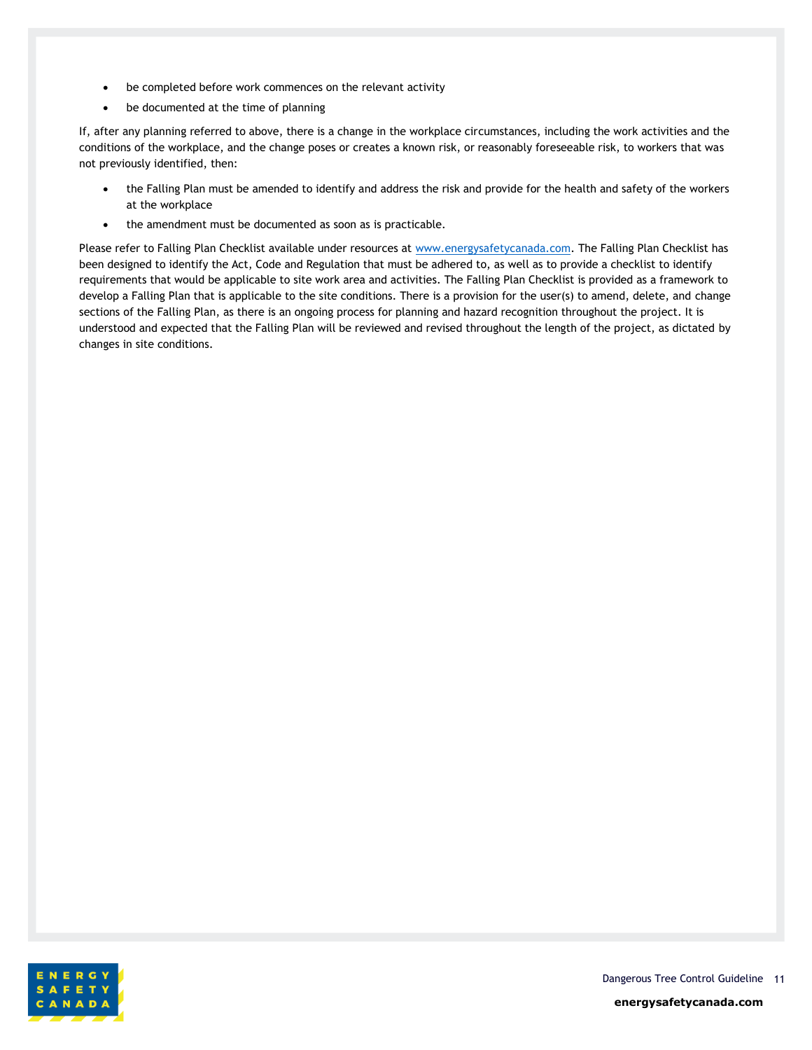- be completed before work commences on the relevant activity
- be documented at the time of planning

If, after any planning referred to above, there is a change in the workplace circumstances, including the work activities and the conditions of the workplace, and the change poses or creates a known risk, or reasonably foreseeable risk, to workers that was not previously identified, then:

- the Falling Plan must be amended to identify and address the risk and provide for the health and safety of the workers at the workplace
- the amendment must be documented as soon as is practicable.

Please refer to Falling Plan Checklist available under resources at [www.energysafetycanada.com](http://www.energysafetycanada.com). The Falling Plan Checklist has been designed to identify the Act, Code and Regulation that must be adhered to, as well as to provide a checklist to identify requirements that would be applicable to site work area and activities. The Falling Plan Checklist is provided as a framework to develop a Falling Plan that is applicable to the site conditions. There is a provision for the user(s) to amend, delete, and change sections of the Falling Plan, as there is an ongoing process for planning and hazard recognition throughout the project. It is understood and expected that the Falling Plan will be reviewed and revised throughout the length of the project, as dictated by changes in site conditions.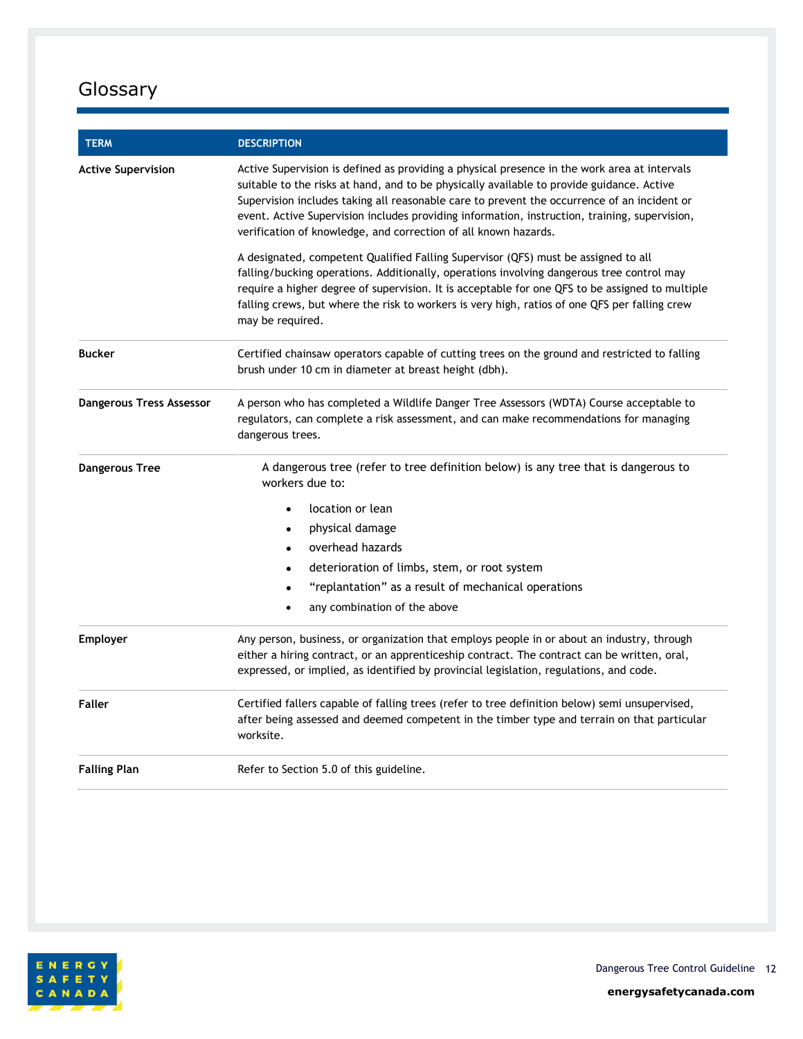# Glossary

| TERM | DESCRIPTION |
|---|---|
| **Active Supervision** | Active Supervision is defined as providing a physical presence in the work area at intervals suitable to the risks at hand, and to be physically available to provide guidance. Active Supervision includes taking all reasonable care to prevent the occurrence of an incident or event. Active Supervision includes providing information, instruction, training, supervision, verification of knowledge, and correction of all known hazards.<br><br>A designated, competent Qualified Falling Supervisor (QFS) must be assigned to all falling/bucking operations. Additionally, operations involving dangerous tree control may require a higher degree of supervision. It is acceptable for one QFS to be assigned to multiple falling crews, but where the risk to workers is very high, ratios of one QFS per falling crew may be required. |
| **Bucker** | Certified chainsaw operators capable of cutting trees on the ground and restricted to falling brush under 10 cm in diameter at breast height (dbh). |
| **Dangerous Tress Assessor** | A person who has completed a Wildlife Danger Tree Assessors (WDTA) Course acceptable to regulators, can complete a risk assessment, and can make recommendations for managing dangerous trees. |
| **Dangerous Tree** | A dangerous tree (refer to tree definition below) is any tree that is dangerous to workers due to:<br>• location or lean<br>• physical damage<br>• overhead hazards<br>• deterioration of limbs, stem, or root system<br>• "replantation" as a result of mechanical operations<br>• any combination of the above |
| **Employer** | Any person, business, or organization that employs people in or about an industry, through either a hiring contract, or an apprenticeship contract. The contract can be written, oral, expressed, or implied, as identified by provincial legislation, regulations, and code. |
| **Faller** | Certified fallers capable of falling trees (refer to tree definition below) semi unsupervised, after being assessed and deemed competent in the timber type and terrain on that particular worksite. |
| **Falling Plan** | Refer to Section 5.0 of this guideline. |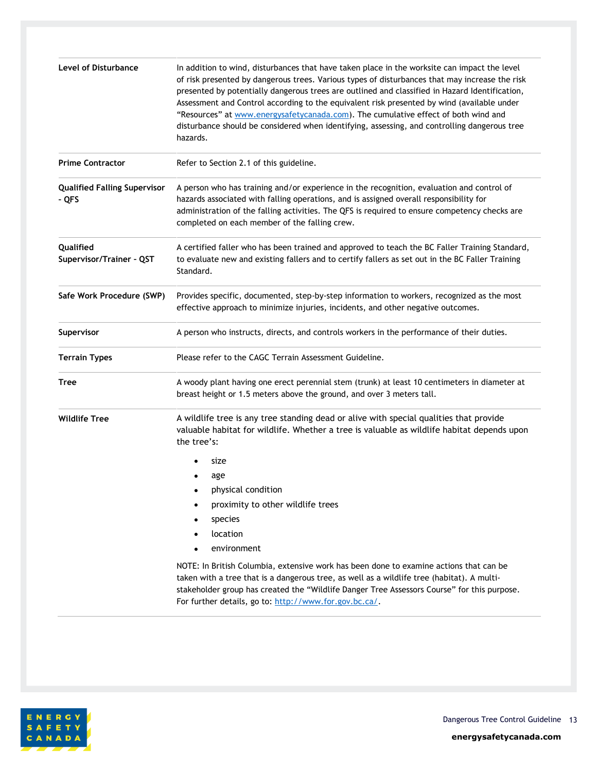| | |
|---|---|
| **Level of Disturbance** | In addition to wind, disturbances that have taken place in the worksite can impact the level of risk presented by dangerous trees. Various types of disturbances that may increase the risk presented by potentially dangerous trees are outlined and classified in Hazard Identification, Assessment and Control according to the equivalent risk presented by wind (available under "Resources" at [www.energysafetycanada.com](www.energysafetycanada.com)). The cumulative effect of both wind and disturbance should be considered when identifying, assessing, and controlling dangerous tree hazards. |
| **Prime Contractor** | Refer to Section 2.1 of this guideline. |
| **Qualified Falling Supervisor - QFS** | A person who has training and/or experience in the recognition, evaluation and control of hazards associated with falling operations, and is assigned overall responsibility for administration of the falling activities. The QFS is required to ensure competency checks are completed on each member of the falling crew. |
| **Qualified Supervisor/Trainer - QST** | A certified faller who has been trained and approved to teach the BC Faller Training Standard, to evaluate new and existing fallers and to certify fallers as set out in the BC Faller Training Standard. |
| **Safe Work Procedure (SWP)** | Provides specific, documented, step-by-step information to workers, recognized as the most effective approach to minimize injuries, incidents, and other negative outcomes. |
| **Supervisor** | A person who instructs, directs, and controls workers in the performance of their duties. |
| **Terrain Types** | Please refer to the CAGC Terrain Assessment Guideline. |
| **Tree** | A woody plant having one erect perennial stem (trunk) at least 10 centimeters in diameter at breast height or 1.5 meters above the ground, and over 3 meters tall. |
| **Wildlife Tree** | A wildlife tree is any tree standing dead or alive with special qualities that provide valuable habitat for wildlife. Whether a tree is valuable as wildlife habitat depends upon the tree's: <br>• size <br>• age <br>• physical condition <br>• proximity to other wildlife trees <br>• species <br>• location <br>• environment <br><br>NOTE: In British Columbia, extensive work has been done to examine actions that can be taken with a tree that is a dangerous tree, as well as a wildlife tree (habitat). A multi-stakeholder group has created the "Wildlife Danger Tree Assessors Course" for this purpose. For further details, go to: [http://www.for.gov.bc.ca/](http://www.for.gov.bc.ca/). |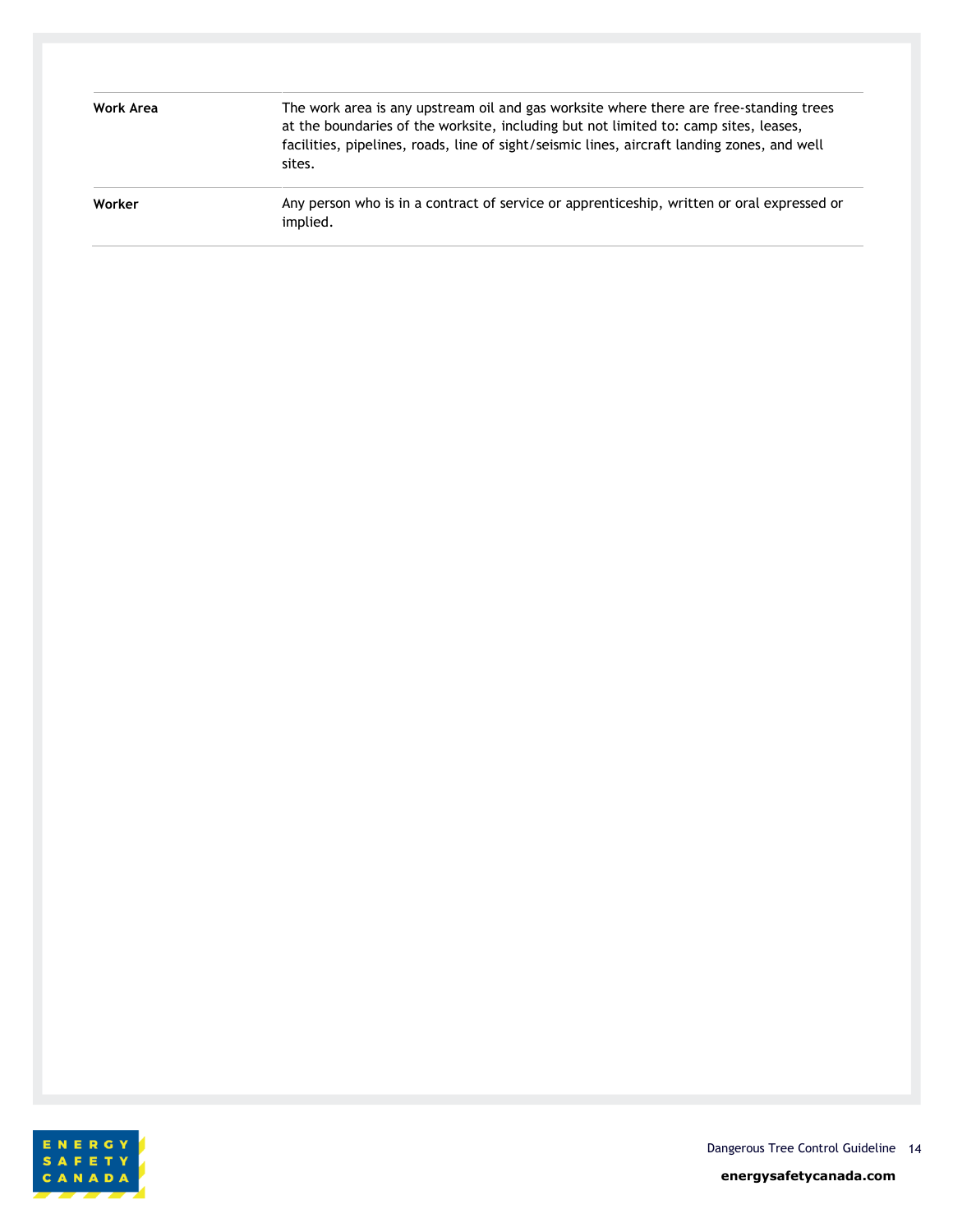| | |
|---|---|
| **Work Area** | The work area is any upstream oil and gas worksite where there are free-standing trees at the boundaries of the worksite, including but not limited to: camp sites, leases, facilities, pipelines, roads, line of sight/seismic lines, aircraft landing zones, and well sites. |
| **Worker** | Any person who is in a contract of service or apprenticeship, written or oral expressed or implied. |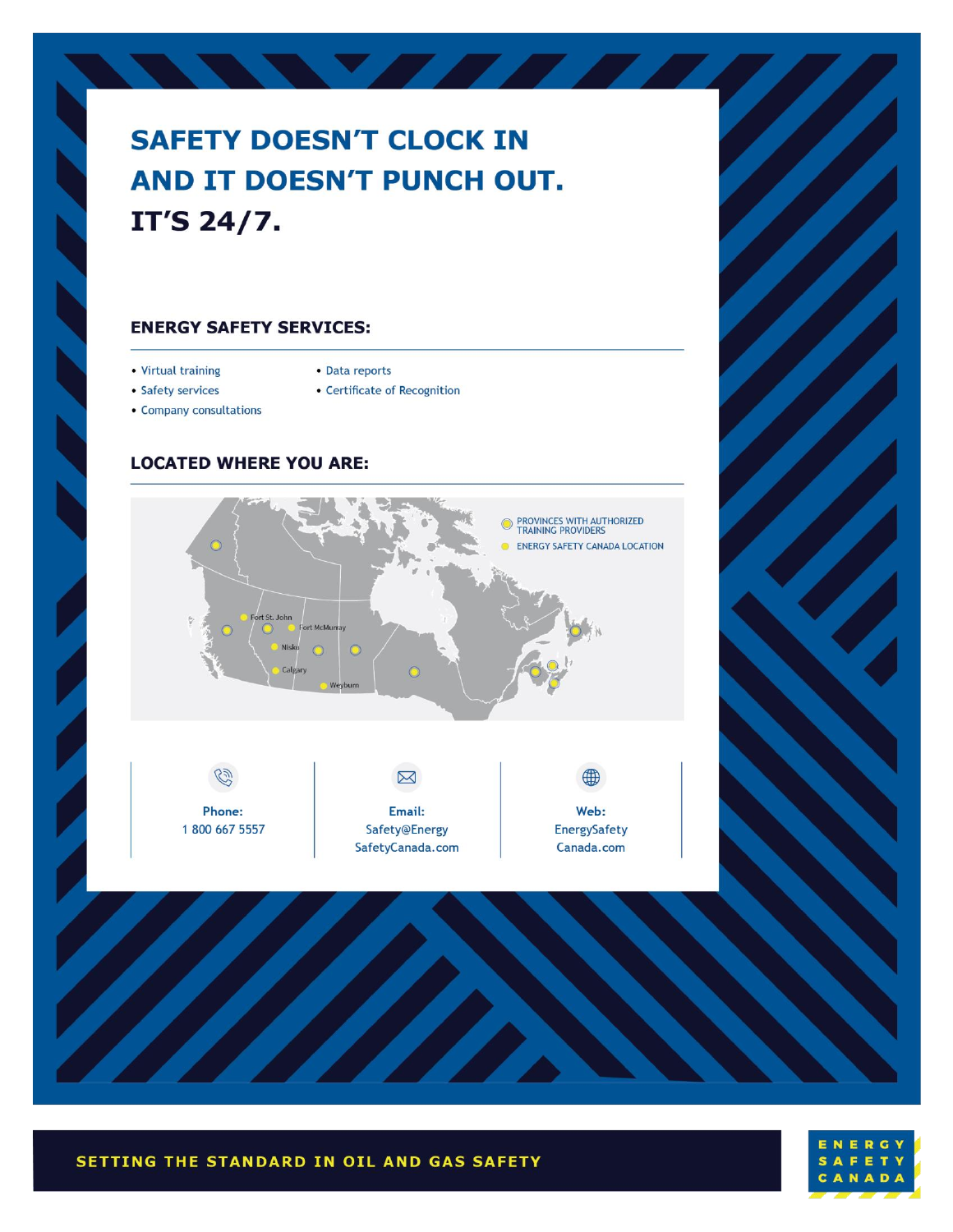# SAFETY DOESN'T CLOCK IN AND IT DOESN'T PUNCH OUT. IT'S 24/7.

## ENERGY SAFETY SERVICES:

- Virtual training
- Safety services
- Company consultations
- Data reports
- Certificate of Recognition

## LOCATED WHERE YOU ARE:

PROVINCES WITH AUTHORIZED TRAINING PROVIDERS

ENERGY SAFETY CANADA LOCATION

Fort St. John

Fort McMurray

Nisku

Calgary

Weyburn

**Phone:**
1 800 667 5557

**Email:**
Safety@EnergySafetyCanada.com

**Web:**
EnergySafetyCanada.com

SETTING THE STANDARD IN OIL AND GAS SAFETY

ENERGY SAFETY CANADA